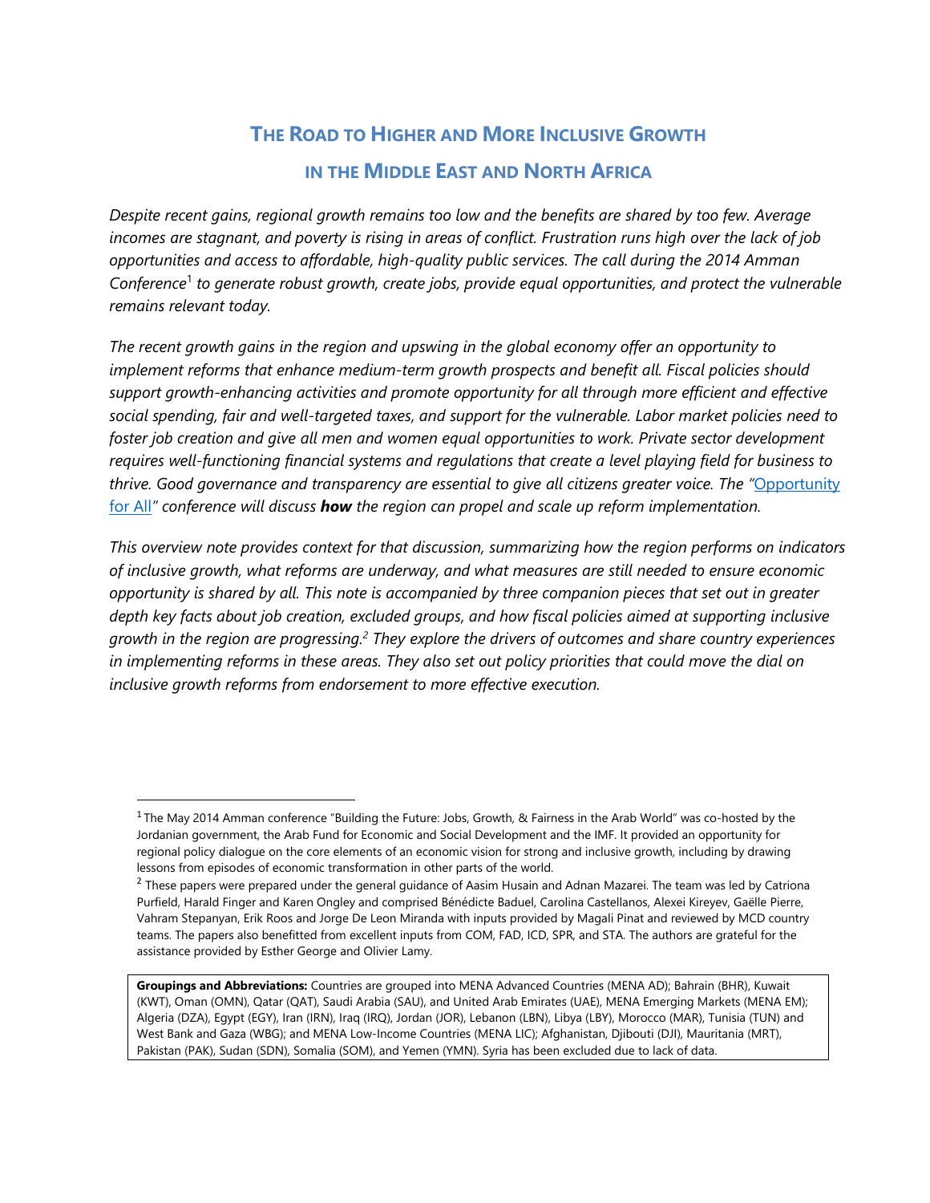# THE ROAD TO HIGHER AND MORE INCLUSIVE GROWTH IN THE MIDDLE EAST AND NORTH AFRICA

*Despite recent gains, regional growth remains too low and the benefits are shared by too few. Average incomes are stagnant, and poverty is rising in areas of conflict. Frustration runs high over the lack of job opportunities and access to affordable, high-quality public services. The call during the 2014 Amman Conference[1] to generate robust growth, create jobs, provide equal opportunities, and protect the vulnerable remains relevant today.*

*The recent growth gains in the region and upswing in the global economy offer an opportunity to implement reforms that enhance medium-term growth prospects and benefit all. Fiscal policies should support growth-enhancing activities and promote opportunity for all through more efficient and effective social spending, fair and well-targeted taxes, and support for the vulnerable. Labor market policies need to foster job creation and give all men and women equal opportunities to work. Private sector development requires well-functioning financial systems and regulations that create a level playing field for business to thrive. Good governance and transparency are essential to give all citizens greater voice. The "Opportunity for All" conference will discuss* ***how*** *the region can propel and scale up reform implementation.*

*This overview note provides context for that discussion, summarizing how the region performs on indicators of inclusive growth, what reforms are underway, and what measures are still needed to ensure economic opportunity is shared by all. This note is accompanied by three companion pieces that set out in greater depth key facts about job creation, excluded groups, and how fiscal policies aimed at supporting inclusive growth in the region are progressing.[2] They explore the drivers of outcomes and share country experiences in implementing reforms in these areas. They also set out policy priorities that could move the dial on inclusive growth reforms from endorsement to more effective execution.*

---

[1] The May 2014 Amman conference "Building the Future: Jobs, Growth, & Fairness in the Arab World" was co-hosted by the Jordanian government, the Arab Fund for Economic and Social Development and the IMF. It provided an opportunity for regional policy dialogue on the core elements of an economic vision for strong and inclusive growth, including by drawing lessons from episodes of economic transformation in other parts of the world.

[2] These papers were prepared under the general guidance of Aasim Husain and Adnan Mazarei. The team was led by Catriona Purfield, Harald Finger and Karen Ongley and comprised Bénédicte Baduel, Carolina Castellanos, Alexei Kireyev, Gaëlle Pierre, Vahram Stepanyan, Erik Roos and Jorge De Leon Miranda with inputs provided by Magali Pinat and reviewed by MCD country teams. The papers also benefitted from excellent inputs from COM, FAD, ICD, SPR, and STA. The authors are grateful for the assistance provided by Esther George and Olivier Lamy.

**Groupings and Abbreviations:** Countries are grouped into MENA Advanced Countries (MENA AD); Bahrain (BHR), Kuwait (KWT), Oman (OMN), Qatar (QAT), Saudi Arabia (SAU), and United Arab Emirates (UAE), MENA Emerging Markets (MENA EM); Algeria (DZA), Egypt (EGY), Iran (IRN), Iraq (IRQ), Jordan (JOR), Lebanon (LBN), Libya (LBY), Morocco (MAR), Tunisia (TUN) and West Bank and Gaza (WBG); and MENA Low-Income Countries (MENA LIC); Afghanistan, Djibouti (DJI), Mauritania (MRT), Pakistan (PAK), Sudan (SDN), Somalia (SOM), and Yemen (YMN). Syria has been excluded due to lack of data.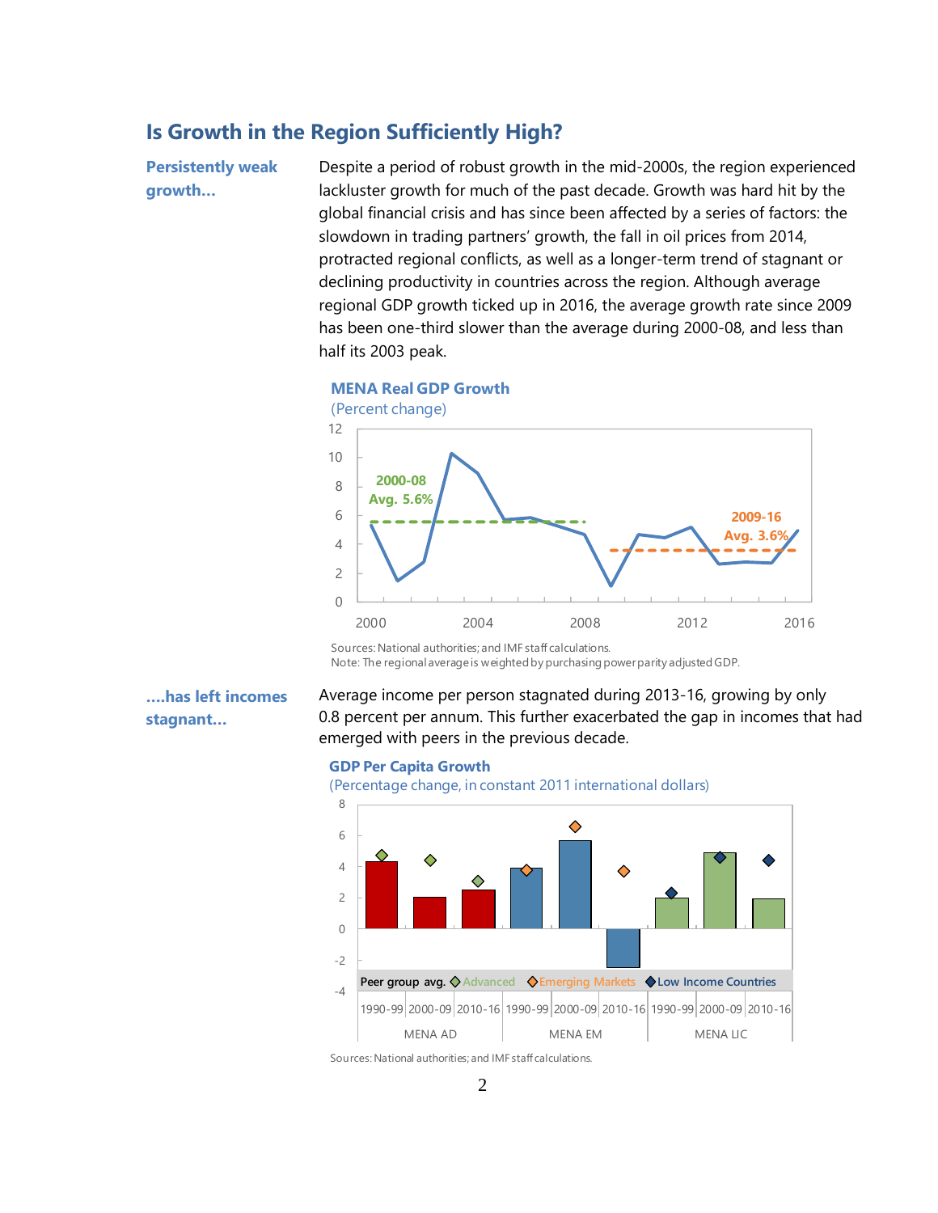## Is Growth in the Region Sufficiently High?

**Persistently weak growth...**

Despite a period of robust growth in the mid-2000s, the region experienced lackluster growth for much of the past decade. Growth was hard hit by the global financial crisis and has since been affected by a series of factors: the slowdown in trading partners' growth, the fall in oil prices from 2014, protracted regional conflicts, as well as a longer-term trend of stagnant or declining productivity in countries across the region. Although average regional GDP growth ticked up in 2016, the average growth rate since 2009 has been one-third slower than the average during 2000-08, and less than half its 2003 peak.

**MENA Real GDP Growth**
(Percent change)

2000-08 Avg. 5.6%

2009-16 Avg. 3.6%

Sources: National authorities; and IMF staff calculations.
Note: The regional average is weighted by purchasing power parity adjusted GDP.

**....has left incomes stagnant...**

Average income per person stagnated during 2013-16, growing by only 0.8 percent per annum. This further exacerbated the gap in incomes that had emerged with peers in the previous decade.

**GDP Per Capita Growth**
(Percentage change, in constant 2011 international dollars)

Peer group avg. ◆ Advanced ◆ Emerging Markets ◆ Low Income Countries

MENA AD: 1990-99 | 2000-09 | 2010-16
MENA EM: 1990-99 | 2000-09 | 2010-16
MENA LIC: 1990-99 | 2000-09 | 2010-16

Sources: National authorities; and IMF staff calculations.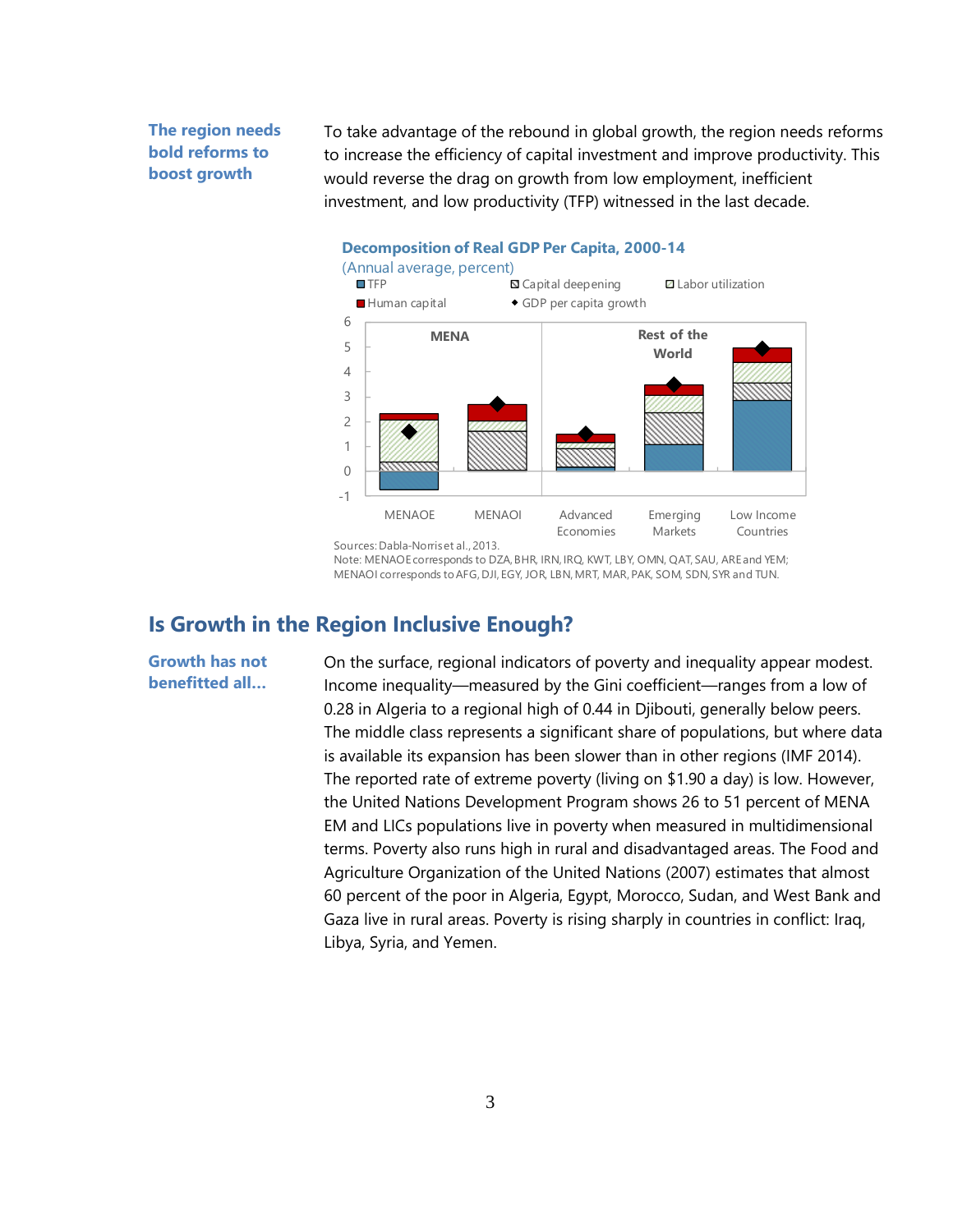**The region needs bold reforms to boost growth**

To take advantage of the rebound in global growth, the region needs reforms to increase the efficiency of capital investment and improve productivity. This would reverse the drag on growth from low employment, inefficient investment, and low productivity (TFP) witnessed in the last decade.

**Decomposition of Real GDP Per Capita, 2000-14**

(Annual average, percent)

Sources: Dabla-Norris et al., 2013.

Note: MENAOE corresponds to DZA, BHR, IRN, IRQ, KWT, LBY, OMN, QAT, SAU, ARE and YEM; MENAOI corresponds to AFG, DJI, EGY, JOR, LBN, MRT, MAR, PAK, SOM, SDN, SYR and TUN.

## Is Growth in the Region Inclusive Enough?

**Growth has not benefitted all…**

On the surface, regional indicators of poverty and inequality appear modest. Income inequality—measured by the Gini coefficient—ranges from a low of 0.28 in Algeria to a regional high of 0.44 in Djibouti, generally below peers. The middle class represents a significant share of populations, but where data is available its expansion has been slower than in other regions (IMF 2014). The reported rate of extreme poverty (living on $1.90 a day) is low. However, the United Nations Development Program shows 26 to 51 percent of MENA EM and LICs populations live in poverty when measured in multidimensional terms. Poverty also runs high in rural and disadvantaged areas. The Food and Agriculture Organization of the United Nations (2007) estimates that almost 60 percent of the poor in Algeria, Egypt, Morocco, Sudan, and West Bank and Gaza live in rural areas. Poverty is rising sharply in countries in conflict: Iraq, Libya, Syria, and Yemen.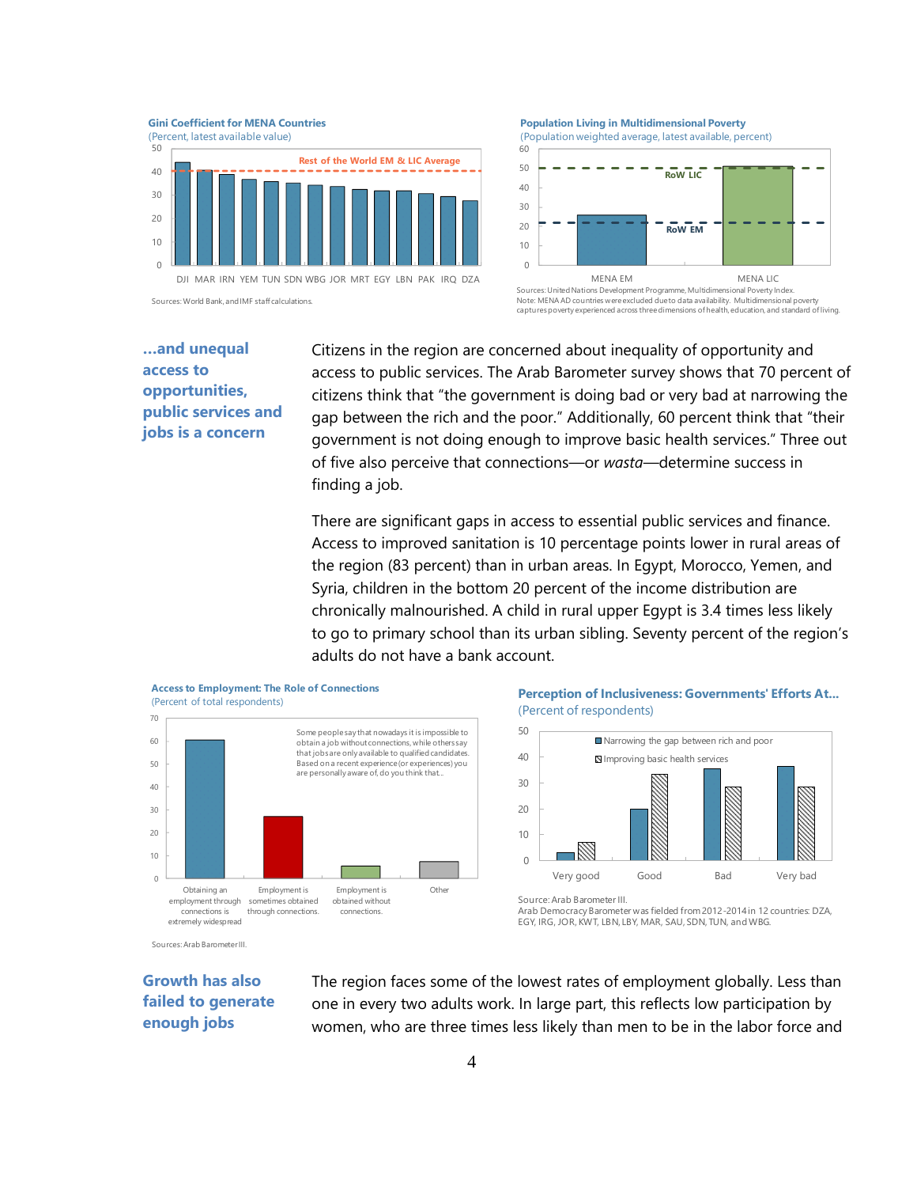**Gini Coefficient for MENA Countries**
(Percent, latest available value)

Rest of the World EM & LIC Average

DJI MAR IRN YEM TUN SDN WBG JOR MRT EGY LBN PAK IRQ DZA

Sources: World Bank, and IMF staff calculations.

**Population Living in Multidimensional Poverty**
(Population weighted average, latest available, percent)

RoW LIC

RoW EM

MENA EM MENA LIC

Sources: United Nations Development Programme, Multidimensional Poverty Index.
Note: MENA AD countries were excluded due to data availability. Multidimensional poverty captures poverty experienced across three dimensions of health, education, and standard of living.

## ...and unequal access to opportunities, public services and jobs is a concern

Citizens in the region are concerned about inequality of opportunity and access to public services. The Arab Barometer survey shows that 70 percent of citizens think that "the government is doing bad or very bad at narrowing the gap between the rich and the poor." Additionally, 60 percent think that "their government is not doing enough to improve basic health services." Three out of five also perceive that connections—or *wasta*—determine success in finding a job.

There are significant gaps in access to essential public services and finance. Access to improved sanitation is 10 percentage points lower in rural areas of the region (83 percent) than in urban areas. In Egypt, Morocco, Yemen, and Syria, children in the bottom 20 percent of the income distribution are chronically malnourished. A child in rural upper Egypt is 3.4 times less likely to go to primary school than its urban sibling. Seventy percent of the region's adults do not have a bank account.

**Access to Employment: The Role of Connections**
(Percent of total respondents)

Some people say that nowadays it is impossible to obtain a job without connections, while others say that jobs are only available to qualified candidates. Based on a recent experience (or experiences) you are personally aware of, do you think that...

Obtaining an employment through connections is extremely widespread | Employment is sometimes obtained through connections. | Employment is obtained without connections. | Other

Sources: Arab Barometer III.

**Perception of Inclusiveness: Governments' Efforts At...**
(Percent of respondents)

Narrowing the gap between rich and poor
Improving basic health services

Very good | Good | Bad | Very bad

Source: Arab Barometer III.
Arab Democracy Barometer was fielded from 2012-2014 in 12 countries: DZA, EGY, IRG, JOR, KWT, LBN, LBY, MAR, SAU, SDN, TUN, and WBG.

## Growth has also failed to generate enough jobs

The region faces some of the lowest rates of employment globally. Less than one in every two adults work. In large part, this reflects low participation by women, who are three times less likely than men to be in the labor force and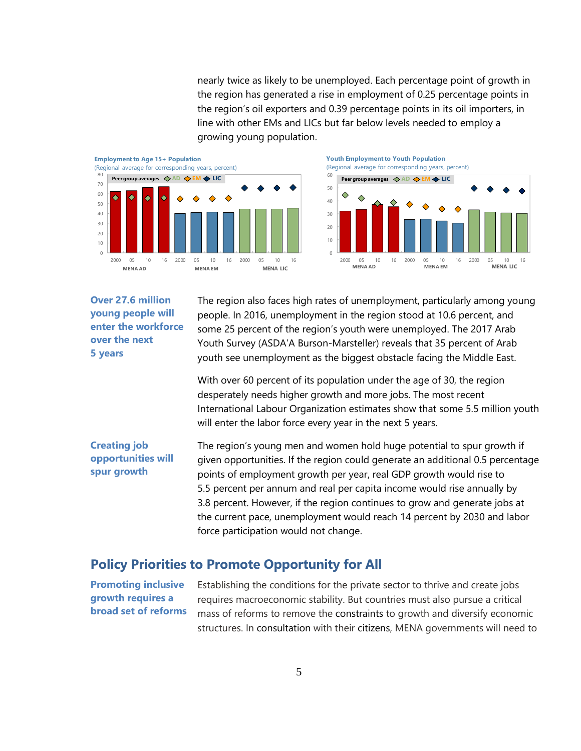nearly twice as likely to be unemployed. Each percentage point of growth in the region has generated a rise in employment of 0.25 percentage points in the region's oil exporters and 0.39 percentage points in its oil importers, in line with other EMs and LICs but far below levels needed to employ a growing young population.

**Employment to Age 15+ Population**
(Regional average for corresponding years, percent)

**Youth Employment to Youth Population**
(Regional average for corresponding years, percent)

**Over 27.6 million young people will enter the workforce over the next 5 years**

The region also faces high rates of unemployment, particularly among young people. In 2016, unemployment in the region stood at 10.6 percent, and some 25 percent of the region's youth were unemployed. The 2017 Arab Youth Survey (ASDA'A Burson-Marsteller) reveals that 35 percent of Arab youth see unemployment as the biggest obstacle facing the Middle East.

With over 60 percent of its population under the age of 30, the region desperately needs higher growth and more jobs. The most recent International Labour Organization estimates show that some 5.5 million youth will enter the labor force every year in the next 5 years.

**Creating job opportunities will spur growth**

The region's young men and women hold huge potential to spur growth if given opportunities. If the region could generate an additional 0.5 percentage points of employment growth per year, real GDP growth would rise to 5.5 percent per annum and real per capita income would rise annually by 3.8 percent. However, if the region continues to grow and generate jobs at the current pace, unemployment would reach 14 percent by 2030 and labor force participation would not change.

## Policy Priorities to Promote Opportunity for All

**Promoting inclusive growth requires a broad set of reforms**

Establishing the conditions for the private sector to thrive and create jobs requires macroeconomic stability. But countries must also pursue a critical mass of reforms to remove the constraints to growth and diversify economic structures. In consultation with their citizens, MENA governments will need to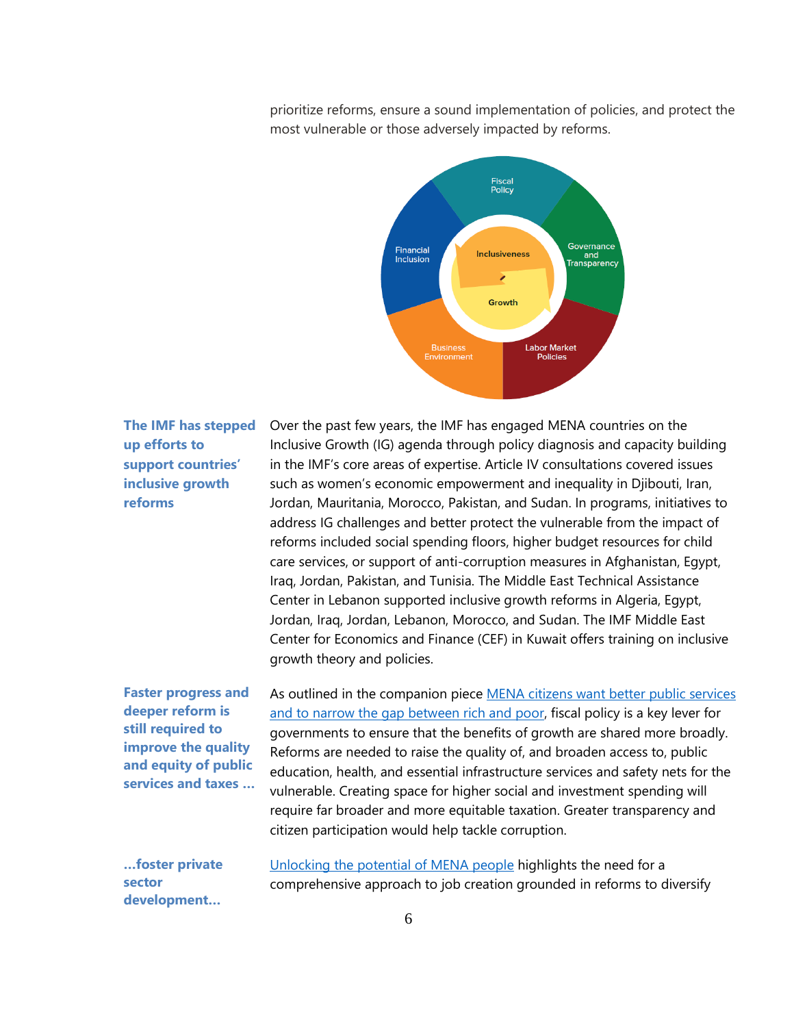prioritize reforms, ensure a sound implementation of policies, and protect the most vulnerable or those adversely impacted by reforms.

Fiscal Policy
Governance and Transparency
Labor Market Policies
Business Environment
Financial Inclusion
Inclusiveness
Growth

**The IMF has stepped up efforts to support countries' inclusive growth reforms**

Over the past few years, the IMF has engaged MENA countries on the Inclusive Growth (IG) agenda through policy diagnosis and capacity building in the IMF's core areas of expertise. Article IV consultations covered issues such as women's economic empowerment and inequality in Djibouti, Iran, Jordan, Mauritania, Morocco, Pakistan, and Sudan. In programs, initiatives to address IG challenges and better protect the vulnerable from the impact of reforms included social spending floors, higher budget resources for child care services, or support of anti-corruption measures in Afghanistan, Egypt, Iraq, Jordan, Pakistan, and Tunisia. The Middle East Technical Assistance Center in Lebanon supported inclusive growth reforms in Algeria, Egypt, Jordan, Iraq, Jordan, Lebanon, Morocco, and Sudan. The IMF Middle East Center for Economics and Finance (CEF) in Kuwait offers training on inclusive growth theory and policies.

**Faster progress and deeper reform is still required to improve the quality and equity of public services and taxes …**

As outlined in the companion piece [MENA citizens want better public services and to narrow the gap between rich and poor](), fiscal policy is a key lever for governments to ensure that the benefits of growth are shared more broadly. Reforms are needed to raise the quality of, and broaden access to, public education, health, and essential infrastructure services and safety nets for the vulnerable. Creating space for higher social and investment spending will require far broader and more equitable taxation. Greater transparency and citizen participation would help tackle corruption.

**…foster private sector development…**

[Unlocking the potential of MENA people]() highlights the need for a comprehensive approach to job creation grounded in reforms to diversify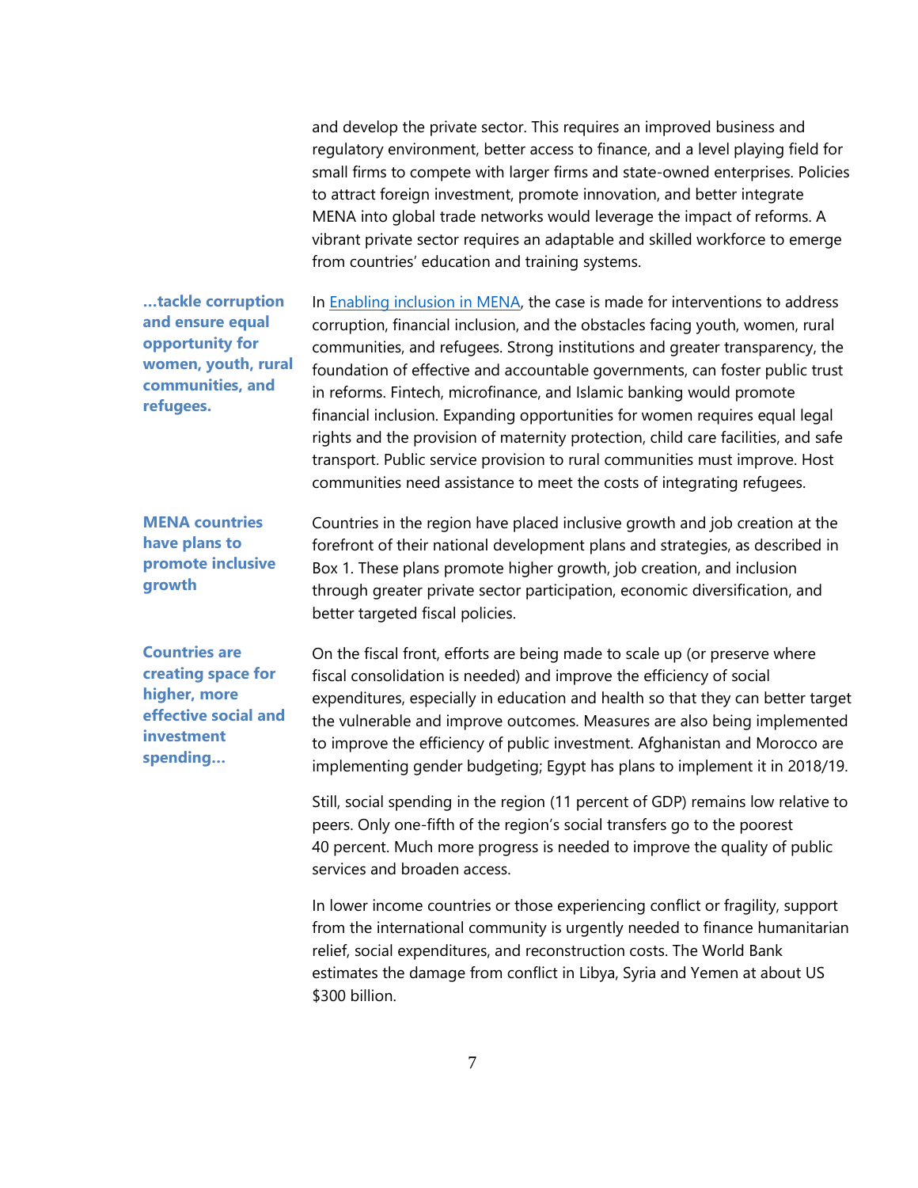and develop the private sector. This requires an improved business and regulatory environment, better access to finance, and a level playing field for small firms to compete with larger firms and state-owned enterprises. Policies to attract foreign investment, promote innovation, and better integrate MENA into global trade networks would leverage the impact of reforms. A vibrant private sector requires an adaptable and skilled workforce to emerge from countries' education and training systems.

**…tackle corruption and ensure equal opportunity for women, youth, rural communities, and refugees.**

In [Enabling inclusion in MENA](), the case is made for interventions to address corruption, financial inclusion, and the obstacles facing youth, women, rural communities, and refugees. Strong institutions and greater transparency, the foundation of effective and accountable governments, can foster public trust in reforms. Fintech, microfinance, and Islamic banking would promote financial inclusion. Expanding opportunities for women requires equal legal rights and the provision of maternity protection, child care facilities, and safe transport. Public service provision to rural communities must improve. Host communities need assistance to meet the costs of integrating refugees.

**MENA countries have plans to promote inclusive growth**

Countries in the region have placed inclusive growth and job creation at the forefront of their national development plans and strategies, as described in Box 1. These plans promote higher growth, job creation, and inclusion through greater private sector participation, economic diversification, and better targeted fiscal policies.

**Countries are creating space for higher, more effective social and investment spending…**

On the fiscal front, efforts are being made to scale up (or preserve where fiscal consolidation is needed) and improve the efficiency of social expenditures, especially in education and health so that they can better target the vulnerable and improve outcomes. Measures are also being implemented to improve the efficiency of public investment. Afghanistan and Morocco are implementing gender budgeting; Egypt has plans to implement it in 2018/19.

Still, social spending in the region (11 percent of GDP) remains low relative to peers. Only one-fifth of the region's social transfers go to the poorest 40 percent. Much more progress is needed to improve the quality of public services and broaden access.

In lower income countries or those experiencing conflict or fragility, support from the international community is urgently needed to finance humanitarian relief, social expenditures, and reconstruction costs. The World Bank estimates the damage from conflict in Libya, Syria and Yemen at about US $300 billion.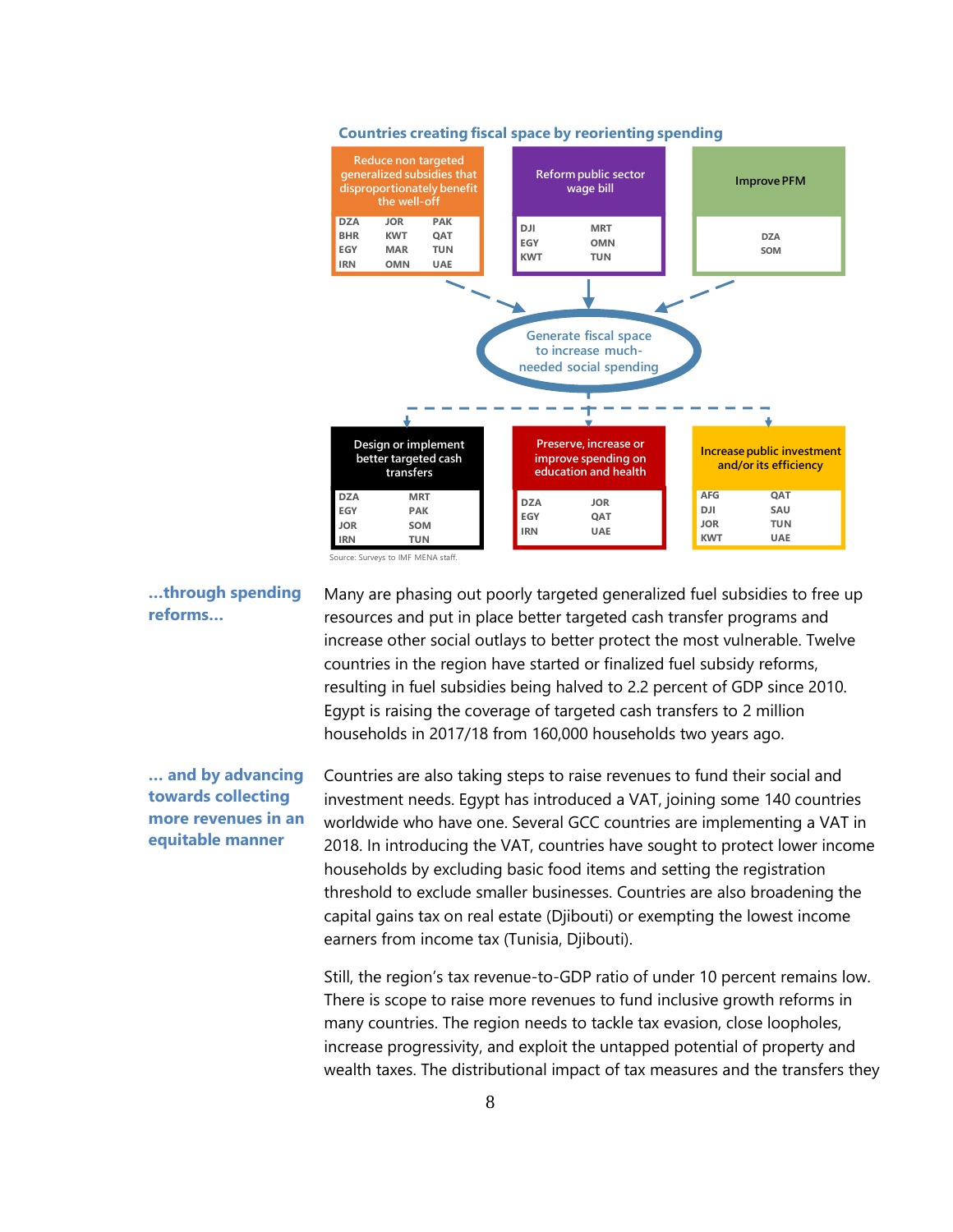**Countries creating fiscal space by reorienting spending**

| Reduce non targeted generalized subsidies that disproportionately benefit the well-off | Reform public sector wage bill | Improve PFM |
|---|---|---|
| DZA, BHR, EGY, IRN, JOR, KWT, MAR, OMN, PAK, QAT, TUN, UAE | DJI, EGY, KWT, MRT, OMN, TUN | DZA, SOM |

↓ Generate fiscal space to increase much-needed social spending ↓

| Design or implement better targeted cash transfers | Preserve, increase or improve spending on education and health | Increase public investment and/or its efficiency |
|---|---|---|
| DZA, EGY, JOR, IRN, MRT, PAK, SOM, TUN | DZA, EGY, IRN, JOR, QAT, UAE | AFG, DJI, JOR, KWT, QAT, SAU, TUN, UAE |

Source: Surveys to IMF MENA staff.

**...through spending reforms...**

Many are phasing out poorly targeted generalized fuel subsidies to free up resources and put in place better targeted cash transfer programs and increase other social outlays to better protect the most vulnerable. Twelve countries in the region have started or finalized fuel subsidy reforms, resulting in fuel subsidies being halved to 2.2 percent of GDP since 2010. Egypt is raising the coverage of targeted cash transfers to 2 million households in 2017/18 from 160,000 households two years ago.

**... and by advancing towards collecting more revenues in an equitable manner**

Countries are also taking steps to raise revenues to fund their social and investment needs. Egypt has introduced a VAT, joining some 140 countries worldwide who have one. Several GCC countries are implementing a VAT in 2018. In introducing the VAT, countries have sought to protect lower income households by excluding basic food items and setting the registration threshold to exclude smaller businesses. Countries are also broadening the capital gains tax on real estate (Djibouti) or exempting the lowest income earners from income tax (Tunisia, Djibouti).

Still, the region's tax revenue-to-GDP ratio of under 10 percent remains low. There is scope to raise more revenues to fund inclusive growth reforms in many countries. The region needs to tackle tax evasion, close loopholes, increase progressivity, and exploit the untapped potential of property and wealth taxes. The distributional impact of tax measures and the transfers they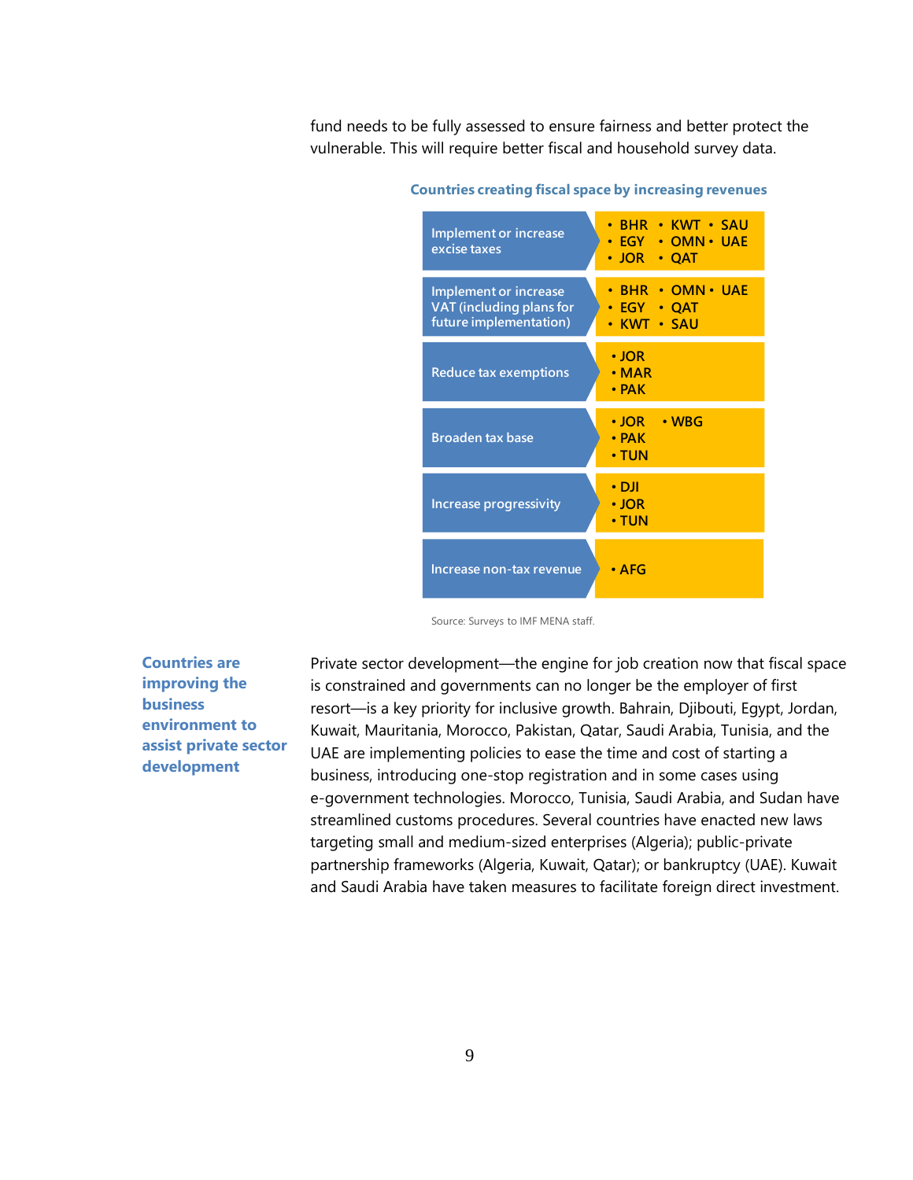fund needs to be fully assessed to ensure fairness and better protect the vulnerable. This will require better fiscal and household survey data.

**Countries creating fiscal space by increasing revenues**

| Measure | Countries |
| --- | --- |
| Implement or increase excise taxes | BHR, EGY, JOR, KWT, OMN, QAT, SAU, UAE |
| Implement or increase VAT (including plans for future implementation) | BHR, EGY, KWT, OMN, QAT, SAU, UAE |
| Reduce tax exemptions | JOR, MAR, PAK |
| Broaden tax base | JOR, PAK, TUN, WBG |
| Increase progressivity | DJI, JOR, TUN |
| Increase non-tax revenue | AFG |

Source: Surveys to IMF MENA staff.

**Countries are improving the business environment to assist private sector development**

Private sector development—the engine for job creation now that fiscal space is constrained and governments can no longer be the employer of first resort—is a key priority for inclusive growth. Bahrain, Djibouti, Egypt, Jordan, Kuwait, Mauritania, Morocco, Pakistan, Qatar, Saudi Arabia, Tunisia, and the UAE are implementing policies to ease the time and cost of starting a business, introducing one-stop registration and in some cases using e-government technologies. Morocco, Tunisia, Saudi Arabia, and Sudan have streamlined customs procedures. Several countries have enacted new laws targeting small and medium-sized enterprises (Algeria); public-private partnership frameworks (Algeria, Kuwait, Qatar); or bankruptcy (UAE). Kuwait and Saudi Arabia have taken measures to facilitate foreign direct investment.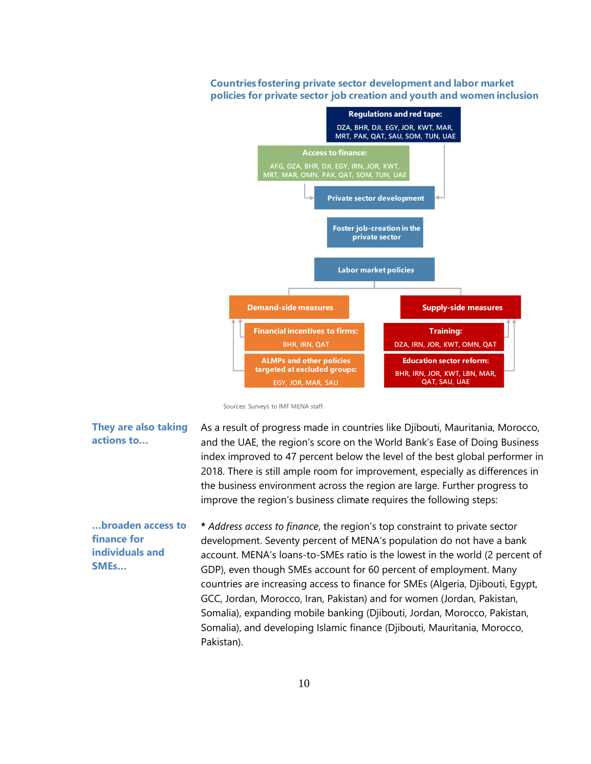**Countries fostering private sector development and labor market policies for private sector job creation and youth and women inclusion**

**Regulations and red tape:**
DZA, BHR, DJI, EGY, JOR, KWT, MAR, MRT, PAK, QAT, SAU, SOM, TUN, UAE

**Access to finance:**
AFG, DZA, BHR, DJI, EGY, IRN, JOR, KWT, MRT, MAR, OMN, PAK, QAT, SOM, TUN, UAE

**Private sector development**

**Foster job-creation in the private sector**

**Labor market policies**

**Demand-side measures**

- **Financial incentives to firms:** BHR, IRN, QAT
- **ALMPs and other policies targeted at excluded groups:** EGY, JOR, MAR, SAU

**Supply-side measures**

- **Training:** DZA, IRN, JOR, KWT, OMN, QAT
- **Education sector reform:** BHR, IRN, JOR, KWT, LBN, MAR, QAT, SAU, UAE

Sources: Surveys to IMF MENA staff.

**They are also taking actions to...**

As a result of progress made in countries like Djibouti, Mauritania, Morocco, and the UAE, the region's score on the World Bank's Ease of Doing Business index improved to 47 percent below the level of the best global performer in 2018. There is still ample room for improvement, especially as differences in the business environment across the region are large. Further progress to improve the region's business climate requires the following steps:

**...broaden access to finance for individuals and SMEs...**

* *Address access to finance*, the region's top constraint to private sector development. Seventy percent of MENA's population do not have a bank account. MENA's loans-to-SMEs ratio is the lowest in the world (2 percent of GDP), even though SMEs account for 60 percent of employment. Many countries are increasing access to finance for SMEs (Algeria, Djibouti, Egypt, GCC, Jordan, Morocco, Iran, Pakistan) and for women (Jordan, Pakistan, Somalia), expanding mobile banking (Djibouti, Jordan, Morocco, Pakistan, Somalia), and developing Islamic finance (Djibouti, Mauritania, Morocco, Pakistan).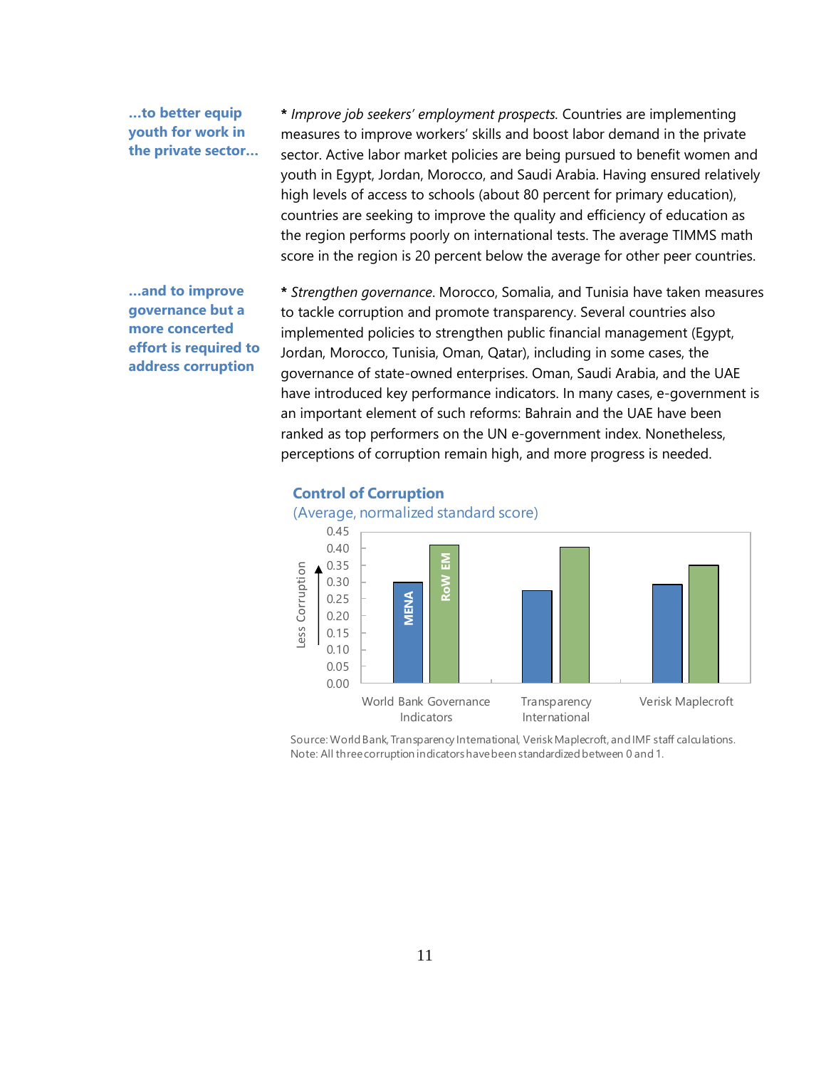**...to better equip youth for work in the private sector...**

* *Improve job seekers' employment prospects.* Countries are implementing measures to improve workers' skills and boost labor demand in the private sector. Active labor market policies are being pursued to benefit women and youth in Egypt, Jordan, Morocco, and Saudi Arabia. Having ensured relatively high levels of access to schools (about 80 percent for primary education), countries are seeking to improve the quality and efficiency of education as the region performs poorly on international tests. The average TIMMS math score in the region is 20 percent below the average for other peer countries.

**...and to improve governance but a more concerted effort is required to address corruption**

* *Strengthen governance*. Morocco, Somalia, and Tunisia have taken measures to tackle corruption and promote transparency. Several countries also implemented policies to strengthen public financial management (Egypt, Jordan, Morocco, Tunisia, Oman, Qatar), including in some cases, the governance of state-owned enterprises. Oman, Saudi Arabia, and the UAE have introduced key performance indicators. In many cases, e-government is an important element of such reforms: Bahrain and the UAE have been ranked as top performers on the UN e-government index. Nonetheless, perceptions of corruption remain high, and more progress is needed.

**Control of Corruption**

(Average, normalized standard score)

| | MENA | RoW EM |
|---|---|---|
| World Bank Governance Indicators | 0.30 | 0.41 |
| Transparency International | 0.27 | 0.40 |
| Verisk Maplecroft | 0.29 | 0.35 |

Source: World Bank, Transparency International, Verisk Maplecroft, and IMF staff calculations.
Note: All three corruption indicators have been standardized between 0 and 1.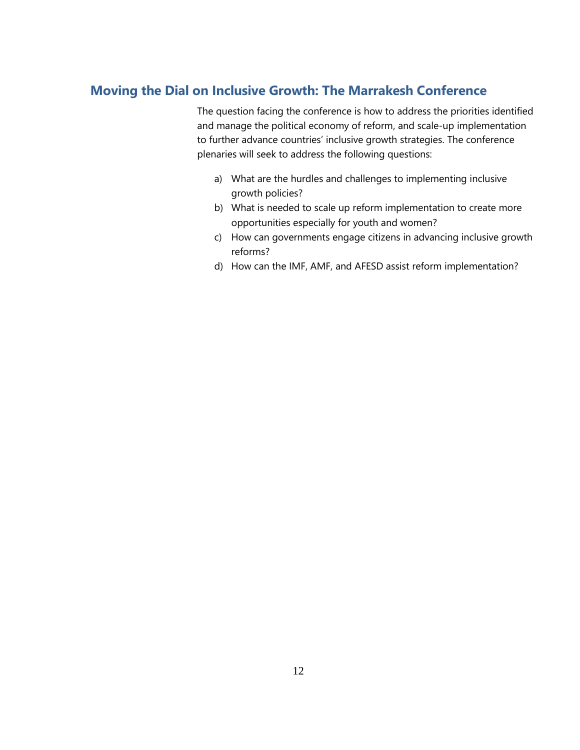## Moving the Dial on Inclusive Growth: The Marrakesh Conference

The question facing the conference is how to address the priorities identified and manage the political economy of reform, and scale-up implementation to further advance countries' inclusive growth strategies. The conference plenaries will seek to address the following questions:

a) What are the hurdles and challenges to implementing inclusive growth policies?
b) What is needed to scale up reform implementation to create more opportunities especially for youth and women?
c) How can governments engage citizens in advancing inclusive growth reforms?
d) How can the IMF, AMF, and AFESD assist reform implementation?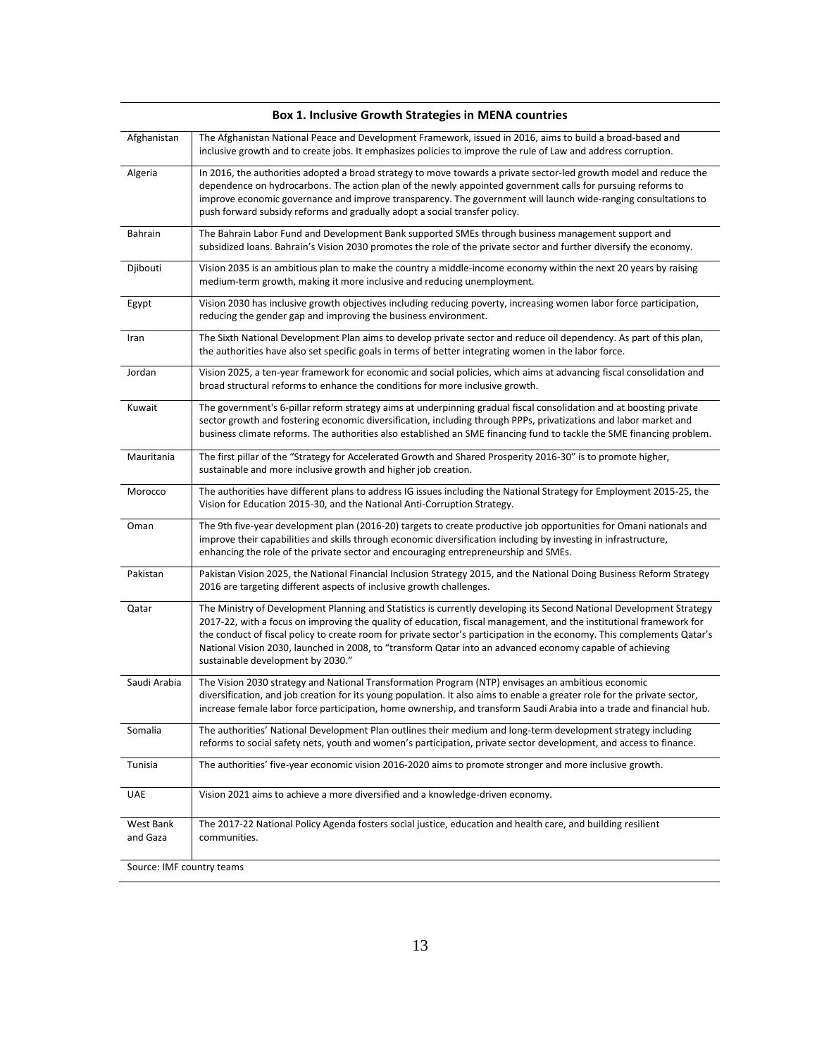**Box 1. Inclusive Growth Strategies in MENA countries**

| | |
|---|---|
| Afghanistan | The Afghanistan National Peace and Development Framework, issued in 2016, aims to build a broad-based and inclusive growth and to create jobs. It emphasizes policies to improve the rule of Law and address corruption. |
| Algeria | In 2016, the authorities adopted a broad strategy to move towards a private sector-led growth model and reduce the dependence on hydrocarbons. The action plan of the newly appointed government calls for pursuing reforms to improve economic governance and improve transparency. The government will launch wide-ranging consultations to push forward subsidy reforms and gradually adopt a social transfer policy. |
| Bahrain | The Bahrain Labor Fund and Development Bank supported SMEs through business management support and subsidized loans. Bahrain's Vision 2030 promotes the role of the private sector and further diversify the economy. |
| Djibouti | Vision 2035 is an ambitious plan to make the country a middle-income economy within the next 20 years by raising medium-term growth, making it more inclusive and reducing unemployment. |
| Egypt | Vision 2030 has inclusive growth objectives including reducing poverty, increasing women labor force participation, reducing the gender gap and improving the business environment. |
| Iran | The Sixth National Development Plan aims to develop private sector and reduce oil dependency. As part of this plan, the authorities have also set specific goals in terms of better integrating women in the labor force. |
| Jordan | Vision 2025, a ten-year framework for economic and social policies, which aims at advancing fiscal consolidation and broad structural reforms to enhance the conditions for more inclusive growth. |
| Kuwait | The government's 6-pillar reform strategy aims at underpinning gradual fiscal consolidation and at boosting private sector growth and fostering economic diversification, including through PPPs, privatizations and labor market and business climate reforms. The authorities also established an SME financing fund to tackle the SME financing problem. |
| Mauritania | The first pillar of the "Strategy for Accelerated Growth and Shared Prosperity 2016-30" is to promote higher, sustainable and more inclusive growth and higher job creation. |
| Morocco | The authorities have different plans to address IG issues including the National Strategy for Employment 2015-25, the Vision for Education 2015-30, and the National Anti-Corruption Strategy. |
| Oman | The 9th five-year development plan (2016-20) targets to create productive job opportunities for Omani nationals and improve their capabilities and skills through economic diversification including by investing in infrastructure, enhancing the role of the private sector and encouraging entrepreneurship and SMEs. |
| Pakistan | Pakistan Vision 2025, the National Financial Inclusion Strategy 2015, and the National Doing Business Reform Strategy 2016 are targeting different aspects of inclusive growth challenges. |
| Qatar | The Ministry of Development Planning and Statistics is currently developing its Second National Development Strategy 2017-22, with a focus on improving the quality of education, fiscal management, and the institutional framework for the conduct of fiscal policy to create room for private sector's participation in the economy. This complements Qatar's National Vision 2030, launched in 2008, to "transform Qatar into an advanced economy capable of achieving sustainable development by 2030." |
| Saudi Arabia | The Vision 2030 strategy and National Transformation Program (NTP) envisages an ambitious economic diversification, and job creation for its young population. It also aims to enable a greater role for the private sector, increase female labor force participation, home ownership, and transform Saudi Arabia into a trade and financial hub. |
| Somalia | The authorities' National Development Plan outlines their medium and long-term development strategy including reforms to social safety nets, youth and women's participation, private sector development, and access to finance. |
| Tunisia | The authorities' five-year economic vision 2016-2020 aims to promote stronger and more inclusive growth. |
| UAE | Vision 2021 aims to achieve a more diversified and a knowledge-driven economy. |
| West Bank and Gaza | The 2017-22 National Policy Agenda fosters social justice, education and health care, and building resilient communities. |

Source: IMF country teams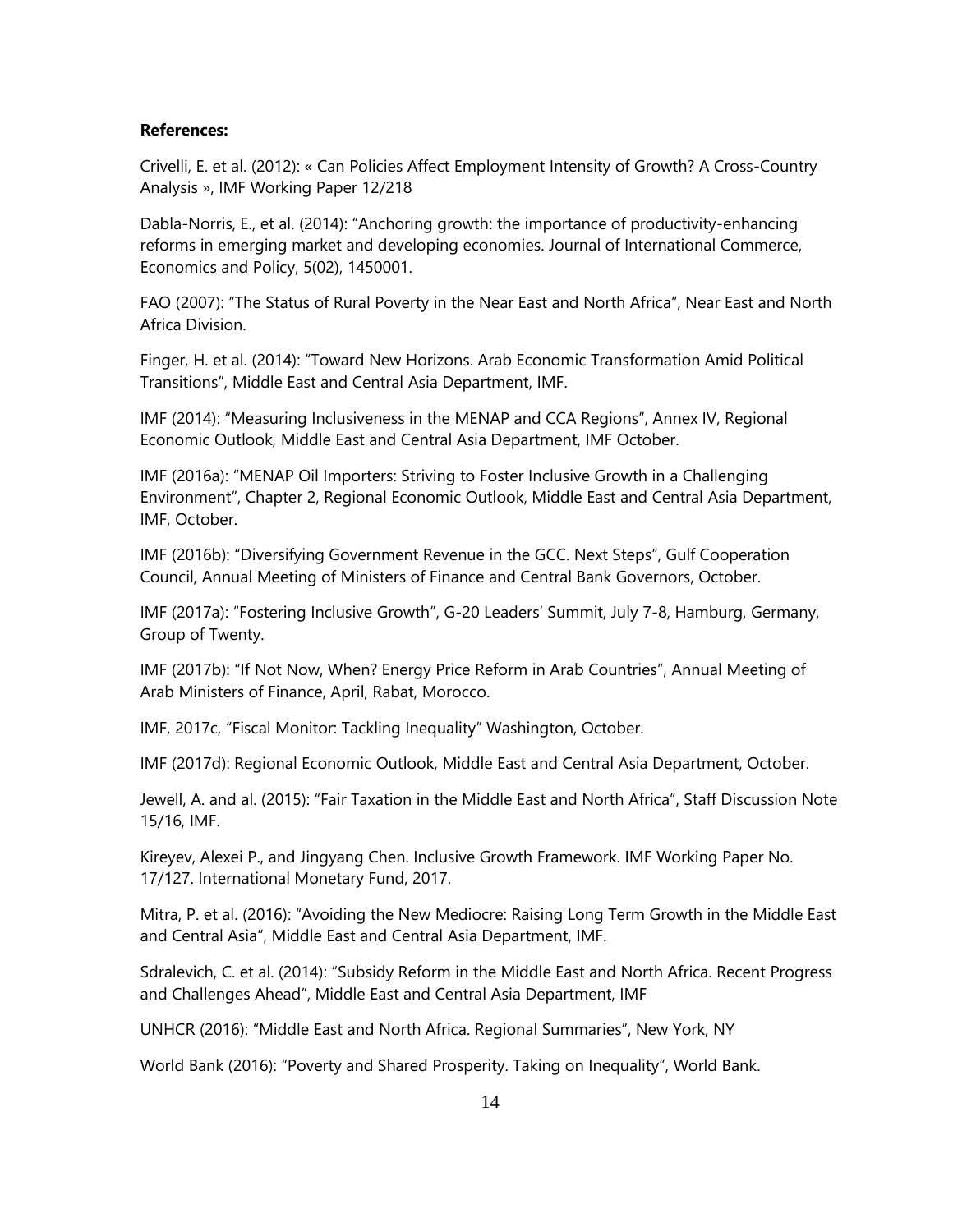**References:**

Crivelli, E. et al. (2012): « Can Policies Affect Employment Intensity of Growth? A Cross-Country Analysis », IMF Working Paper 12/218

Dabla-Norris, E., et al. (2014): "Anchoring growth: the importance of productivity-enhancing reforms in emerging market and developing economies. Journal of International Commerce, Economics and Policy, 5(02), 1450001.

FAO (2007): "The Status of Rural Poverty in the Near East and North Africa", Near East and North Africa Division.

Finger, H. et al. (2014): "Toward New Horizons. Arab Economic Transformation Amid Political Transitions", Middle East and Central Asia Department, IMF.

IMF (2014): "Measuring Inclusiveness in the MENAP and CCA Regions", Annex IV, Regional Economic Outlook, Middle East and Central Asia Department, IMF October.

IMF (2016a): "MENAP Oil Importers: Striving to Foster Inclusive Growth in a Challenging Environment", Chapter 2, Regional Economic Outlook, Middle East and Central Asia Department, IMF, October.

IMF (2016b): "Diversifying Government Revenue in the GCC. Next Steps", Gulf Cooperation Council, Annual Meeting of Ministers of Finance and Central Bank Governors, October.

IMF (2017a): "Fostering Inclusive Growth", G-20 Leaders' Summit, July 7-8, Hamburg, Germany, Group of Twenty.

IMF (2017b): "If Not Now, When? Energy Price Reform in Arab Countries", Annual Meeting of Arab Ministers of Finance, April, Rabat, Morocco.

IMF, 2017c, "Fiscal Monitor: Tackling Inequality" Washington, October.

IMF (2017d): Regional Economic Outlook, Middle East and Central Asia Department, October.

Jewell, A. and al. (2015): "Fair Taxation in the Middle East and North Africa", Staff Discussion Note 15/16, IMF.

Kireyev, Alexei P., and Jingyang Chen. Inclusive Growth Framework. IMF Working Paper No. 17/127. International Monetary Fund, 2017.

Mitra, P. et al. (2016): "Avoiding the New Mediocre: Raising Long Term Growth in the Middle East and Central Asia", Middle East and Central Asia Department, IMF.

Sdralevich, C. et al. (2014): "Subsidy Reform in the Middle East and North Africa. Recent Progress and Challenges Ahead", Middle East and Central Asia Department, IMF

UNHCR (2016): "Middle East and North Africa. Regional Summaries", New York, NY

World Bank (2016): "Poverty and Shared Prosperity. Taking on Inequality", World Bank.